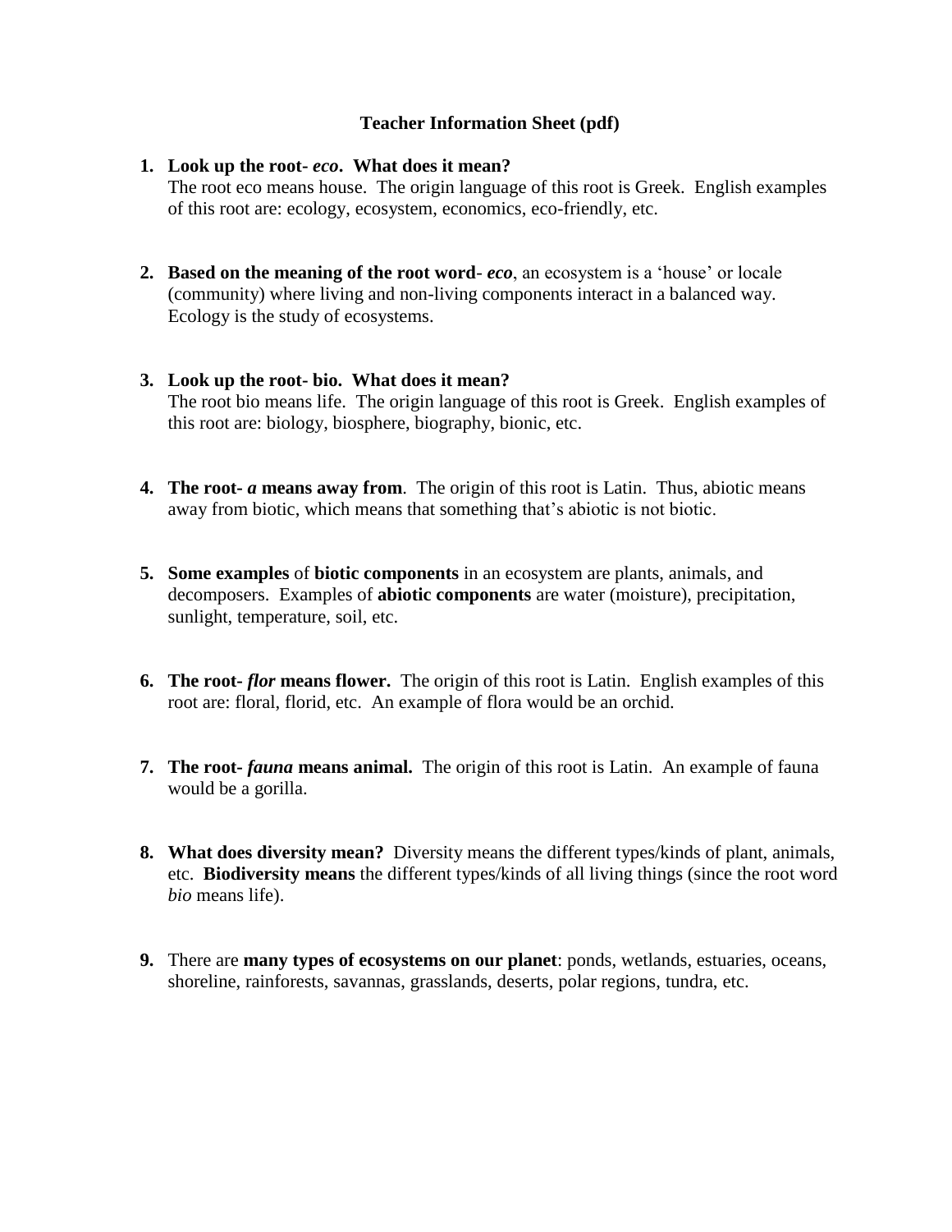**Teacher Information Sheet (pdf)**

1. **Look up the root- *eco*. What does it mean?**
   The root eco means house. The origin language of this root is Greek. English examples of this root are: ecology, ecosystem, economics, eco-friendly, etc.

2. **Based on the meaning of the root word- *eco***, an ecosystem is a 'house' or locale (community) where living and non-living components interact in a balanced way. Ecology is the study of ecosystems.

3. **Look up the root- bio. What does it mean?**
   The root bio means life. The origin language of this root is Greek. English examples of this root are: biology, biosphere, biography, bionic, etc.

4. **The root- *a* means away from**. The origin of this root is Latin. Thus, abiotic means away from biotic, which means that something that's abiotic is not biotic.

5. **Some examples** of **biotic components** in an ecosystem are plants, animals, and decomposers. Examples of **abiotic components** are water (moisture), precipitation, sunlight, temperature, soil, etc.

6. **The root- *flor* means flower.** The origin of this root is Latin. English examples of this root are: floral, florid, etc. An example of flora would be an orchid.

7. **The root- *fauna* means animal.** The origin of this root is Latin. An example of fauna would be a gorilla.

8. **What does diversity mean?** Diversity means the different types/kinds of plant, animals, etc. **Biodiversity means** the different types/kinds of all living things (since the root word *bio* means life).

9. There are **many types of ecosystems on our planet**: ponds, wetlands, estuaries, oceans, shoreline, rainforests, savannas, grasslands, deserts, polar regions, tundra, etc.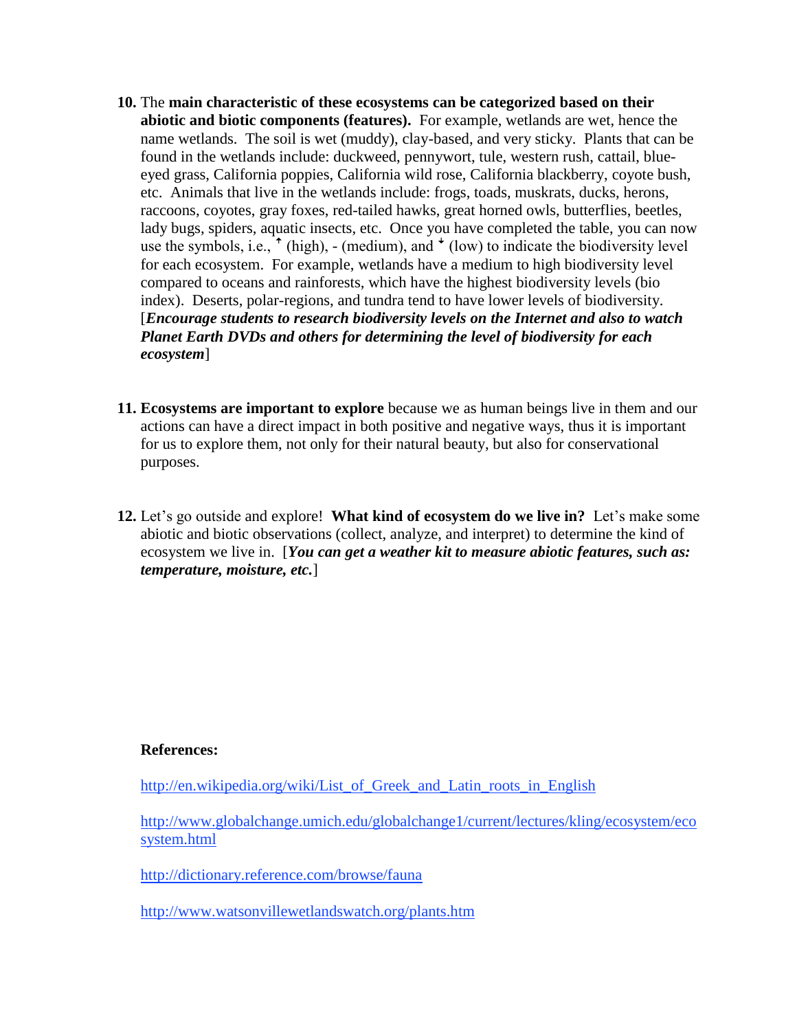10. The **main characteristic of these ecosystems can be categorized based on their abiotic and biotic components (features).** For example, wetlands are wet, hence the name wetlands. The soil is wet (muddy), clay-based, and very sticky. Plants that can be found in the wetlands include: duckweed, pennywort, tule, western rush, cattail, blue-eyed grass, California poppies, California wild rose, California blackberry, coyote bush, etc. Animals that live in the wetlands include: frogs, toads, muskrats, ducks, herons, raccoons, coyotes, gray foxes, red-tailed hawks, great horned owls, butterflies, beetles, lady bugs, spiders, aquatic insects, etc. Once you have completed the table, you can now use the symbols, i.e., ↑ (high), - (medium), and ↓ (low) to indicate the biodiversity level for each ecosystem. For example, wetlands have a medium to high biodiversity level compared to oceans and rainforests, which have the highest biodiversity levels (bio index). Deserts, polar-regions, and tundra tend to have lower levels of biodiversity. [***Encourage students to research biodiversity levels on the Internet and also to watch Planet Earth DVDs and others for determining the level of biodiversity for each ecosystem***]

11. **Ecosystems are important to explore** because we as human beings live in them and our actions can have a direct impact in both positive and negative ways, thus it is important for us to explore them, not only for their natural beauty, but also for conservational purposes.

12. Let's go outside and explore! **What kind of ecosystem do we live in?** Let's make some abiotic and biotic observations (collect, analyze, and interpret) to determine the kind of ecosystem we live in. [***You can get a weather kit to measure abiotic features, such as: temperature, moisture, etc.***]

**References:**

http://en.wikipedia.org/wiki/List_of_Greek_and_Latin_roots_in_English

http://www.globalchange.umich.edu/globalchange1/current/lectures/kling/ecosystem/ecosystem.html

http://dictionary.reference.com/browse/fauna

http://www.watsonvillewetlandswatch.org/plants.htm